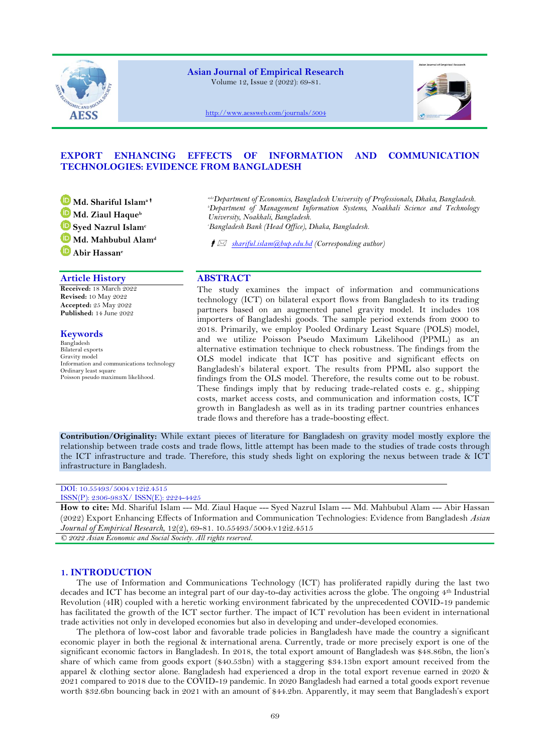# EXPORT ENHANCING EFFECTS OF INFORMATION AND COMMUNICATION TECHNOLOGIES: EVIDENCE FROM BANGLADESH

**Md. Shariful Islam**[a]†
**Md. Ziaul Haque**[b]
**Syed Nazrul Islam**[c]
**Md. Mahbubul Alam**[d]
**Abir Hassan**[e]

[a,d,e]*Department of Economics, Bangladesh University of Professionals, Dhaka, Bangladesh.*
[b]*Department of Management Information Systems, Noakhali Science and Technology University, Noakhali, Bangladesh.*
[c]*Bangladesh Bank (Head Office), Dhaka, Bangladesh.*

† ✉ *shariful.islam@bup.edu.bd (Corresponding author)*

## Article History

**Received:** 18 March 2022
**Revised:** 10 May 2022
**Accepted:** 25 May 2022
**Published:** 14 June 2022

## Keywords

Bangladesh
Bilateral exports
Gravity model
Information and communications technology
Ordinary least square
Poisson pseudo maximum likelihood.

## ABSTRACT

The study examines the impact of information and communications technology (ICT) on bilateral export flows from Bangladesh to its trading partners based on an augmented panel gravity model. It includes 108 importers of Bangladeshi goods. The sample period extends from 2000 to 2018. Primarily, we employ Pooled Ordinary Least Square (POLS) model, and we utilize Poisson Pseudo Maximum Likelihood (PPML) as an alternative estimation technique to check robustness. The findings from the OLS model indicate that ICT has positive and significant effects on Bangladesh's bilateral export. The results from PPML also support the findings from the OLS model. Therefore, the results come out to be robust. These findings imply that by reducing trade-related costs e. g., shipping costs, market access costs, and communication and information costs, ICT growth in Bangladesh as well as in its trading partner countries enhances trade flows and therefore has a trade-boosting effect.

**Contribution/Originality:** While extant pieces of literature for Bangladesh on gravity model mostly explore the relationship between trade costs and trade flows, little attempt has been made to the studies of trade costs through the ICT infrastructure and trade. Therefore, this study sheds light on exploring the nexus between trade & ICT infrastructure in Bangladesh.

DOI: 10.55493/5004.v12i2.4515
ISSN(P): 2306-983X/ ISSN(E): 2224-4425

**How to cite:** Md. Shariful Islam --- Md. Ziaul Haque --- Syed Nazrul Islam --- Md. Mahbubul Alam --- Abir Hassan (2022) Export Enhancing Effects of Information and Communication Technologies: Evidence from Bangladesh *Asian Journal of Empirical Research*, 12(2), 69-81. 10.55493/5004.v12i2.4515

*© 2022 Asian Economic and Social Society. All rights reserved.*

## 1. INTRODUCTION

The use of Information and Communications Technology (ICT) has proliferated rapidly during the last two decades and ICT has become an integral part of our day-to-day activities across the globe. The ongoing 4th Industrial Revolution (4IR) coupled with a heretic working environment fabricated by the unprecedented COVID-19 pandemic has facilitated the growth of the ICT sector further. The impact of ICT revolution has been evident in international trade activities not only in developed economies but also in developing and under-developed economies.

The plethora of low-cost labor and favorable trade policies in Bangladesh have made the country a significant economic player in both the regional & international arena. Currently, trade or more precisely export is one of the significant economic factors in Bangladesh. In 2018, the total export amount of Bangladesh was $48.86bn, the lion's share of which came from goods export ($40.53bn) with a staggering $34.13bn export amount received from the apparel & clothing sector alone. Bangladesh had experienced a drop in the total export revenue earned in 2020 & 2021 compared to 2018 due to the COVID-19 pandemic. In 2020 Bangladesh had earned a total goods export revenue worth $32.6bn bouncing back in 2021 with an amount of $44.2bn. Apparently, it may seem that Bangladesh's export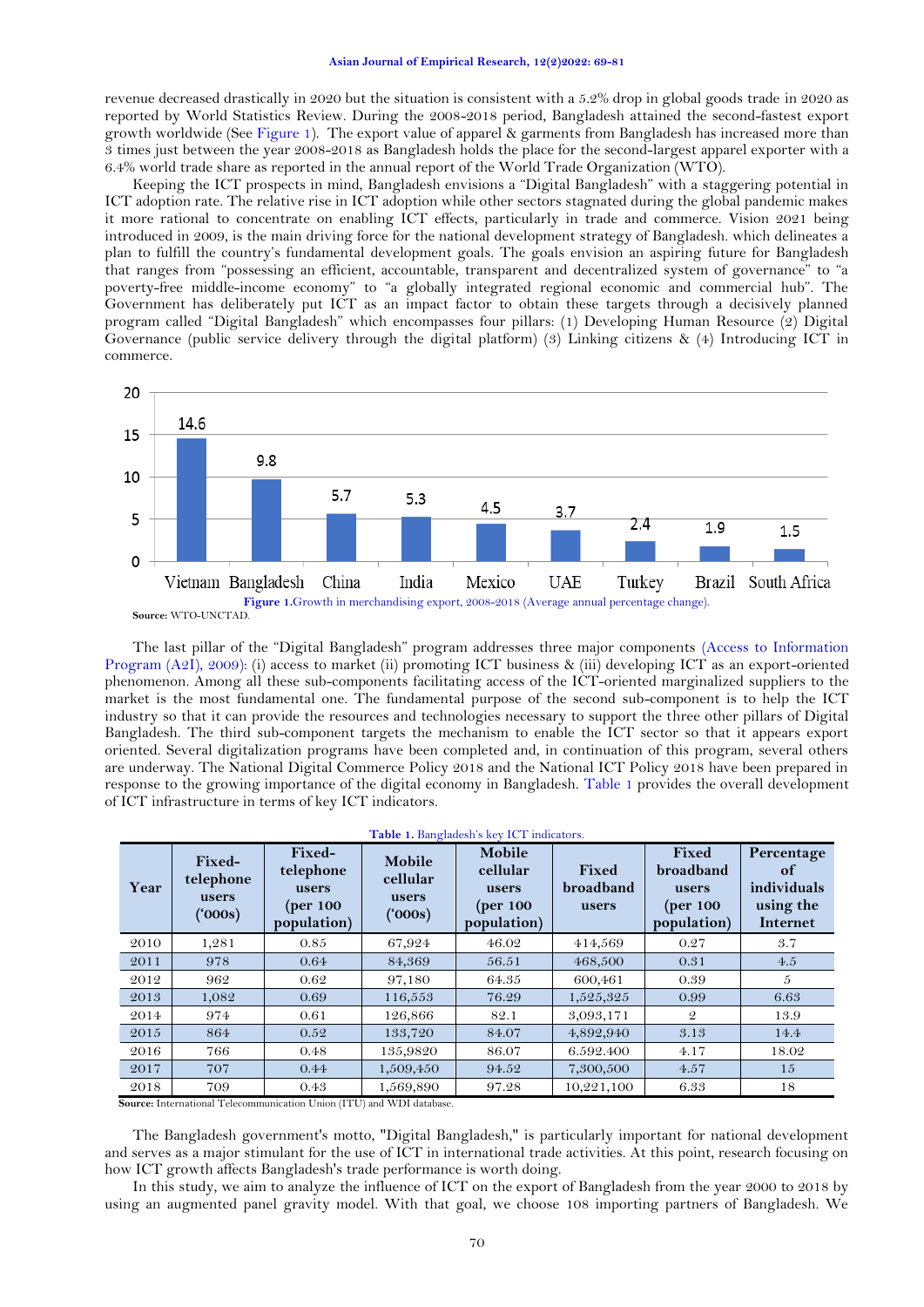revenue decreased drastically in 2020 but the situation is consistent with a 5.2% drop in global goods trade in 2020 as reported by World Statistics Review. During the 2008-2018 period, Bangladesh attained the second-fastest export growth worldwide (See Figure 1). The export value of apparel & garments from Bangladesh has increased more than 3 times just between the year 2008-2018 as Bangladesh holds the place for the second-largest apparel exporter with a 6.4% world trade share as reported in the annual report of the World Trade Organization (WTO).

Keeping the ICT prospects in mind, Bangladesh envisions a "Digital Bangladesh" with a staggering potential in ICT adoption rate. The relative rise in ICT adoption while other sectors stagnated during the global pandemic makes it more rational to concentrate on enabling ICT effects, particularly in trade and commerce. Vision 2021 being introduced in 2009, is the main driving force for the national development strategy of Bangladesh. which delineates a plan to fulfill the country's fundamental development goals. The goals envision an aspiring future for Bangladesh that ranges from "possessing an efficient, accountable, transparent and decentralized system of governance" to "a poverty-free middle-income economy" to "a globally integrated regional economic and commercial hub". The Government has deliberately put ICT as an impact factor to obtain these targets through a decisively planned program called "Digital Bangladesh" which encompasses four pillars: (1) Developing Human Resource (2) Digital Governance (public service delivery through the digital platform) (3) Linking citizens & (4) Introducing ICT in commerce.

20
15
10
5
0

14.6 9.8 5.7 5.3 4.5 3.7 2.4 1.9 1.5

Vietnam Bangladesh China India Mexico UAE Turkey Brazil South Africa

Figure 1. Growth in merchandising export, 2008-2018 (Average annual percentage change).

**Source:** WTO-UNCTAD.

The last pillar of the "Digital Bangladesh" program addresses three major components (Access to Information Program (A2I), 2009): (i) access to market (ii) promoting ICT business & (iii) developing ICT as an export-oriented phenomenon. Among all these sub-components facilitating access of the ICT-oriented marginalized suppliers to the market is the most fundamental one. The fundamental purpose of the second sub-component is to help the ICT industry so that it can provide the resources and technologies necessary to support the three other pillars of Digital Bangladesh. The third sub-component targets the mechanism to enable the ICT sector so that it appears export oriented. Several digitalization programs have been completed and, in continuation of this program, several others are underway. The National Digital Commerce Policy 2018 and the National ICT Policy 2018 have been prepared in response to the growing importance of the digital economy in Bangladesh. Table 1 provides the overall development of ICT infrastructure in terms of key ICT indicators.

**Table 1.** Bangladesh's key ICT indicators.

| Year | Fixed-telephone users ('000s) | Fixed-telephone users (per 100 population) | Mobile cellular users ('000s) | Mobile cellular users (per 100 population) | Fixed broadband users | Fixed broadband users (per 100 population) | Percentage of individuals using the Internet |
|---|---|---|---|---|---|---|---|
| 2010 | 1,281 | 0.85 | 67,924 | 46.02 | 414,569 | 0.27 | 3.7 |
| 2011 | 978 | 0.64 | 84,369 | 56.51 | 468,500 | 0.31 | 4.5 |
| 2012 | 962 | 0.62 | 97,180 | 64.35 | 600,461 | 0.39 | 5 |
| 2013 | 1,082 | 0.69 | 116,553 | 76.29 | 1,525,325 | 0.99 | 6.63 |
| 2014 | 974 | 0.61 | 126,866 | 82.1 | 3,093,171 | 2 | 13.9 |
| 2015 | 864 | 0.52 | 133,720 | 84.07 | 4,892,940 | 3.13 | 14.4 |
| 2016 | 766 | 0.48 | 135,9820 | 86.07 | 6.592.400 | 4.17 | 18.02 |
| 2017 | 707 | 0.44 | 1,509,450 | 94.52 | 7,300,500 | 4.57 | 15 |
| 2018 | 709 | 0.43 | 1,569,890 | 97.28 | 10,221,100 | 6.33 | 18 |

**Source:** International Telecommunication Union (ITU) and WDI database.

The Bangladesh government's motto, "Digital Bangladesh," is particularly important for national development and serves as a major stimulant for the use of ICT in international trade activities. At this point, research focusing on how ICT growth affects Bangladesh's trade performance is worth doing.

In this study, we aim to analyze the influence of ICT on the export of Bangladesh from the year 2000 to 2018 by using an augmented panel gravity model. With that goal, we choose 108 importing partners of Bangladesh. We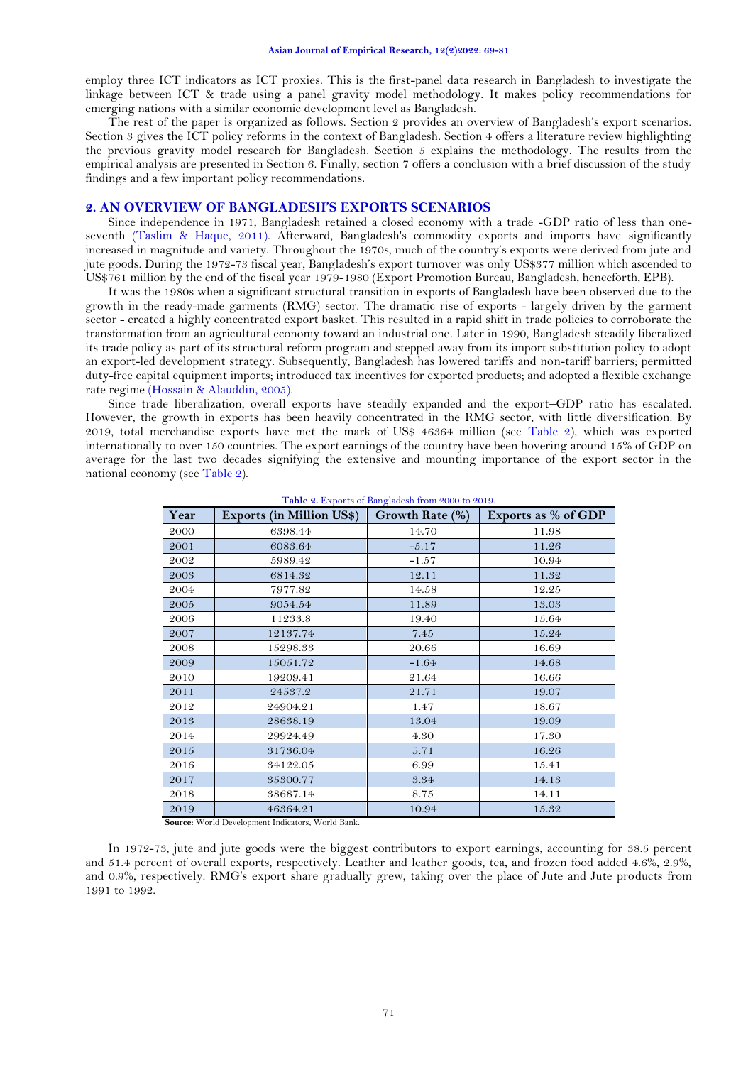employ three ICT indicators as ICT proxies. This is the first-panel data research in Bangladesh to investigate the linkage between ICT & trade using a panel gravity model methodology. It makes policy recommendations for emerging nations with a similar economic development level as Bangladesh.

The rest of the paper is organized as follows. Section 2 provides an overview of Bangladesh's export scenarios. Section 3 gives the ICT policy reforms in the context of Bangladesh. Section 4 offers a literature review highlighting the previous gravity model research for Bangladesh. Section 5 explains the methodology. The results from the empirical analysis are presented in Section 6. Finally, section 7 offers a conclusion with a brief discussion of the study findings and a few important policy recommendations.

## 2. AN OVERVIEW OF BANGLADESH'S EXPORTS SCENARIOS

Since independence in 1971, Bangladesh retained a closed economy with a trade -GDP ratio of less than one-seventh (Taslim & Haque, 2011). Afterward, Bangladesh's commodity exports and imports have significantly increased in magnitude and variety. Throughout the 1970s, much of the country's exports were derived from jute and jute goods. During the 1972-73 fiscal year, Bangladesh's export turnover was only US$377 million which ascended to US$761 million by the end of the fiscal year 1979-1980 (Export Promotion Bureau, Bangladesh, henceforth, EPB).

It was the 1980s when a significant structural transition in exports of Bangladesh have been observed due to the growth in the ready-made garments (RMG) sector. The dramatic rise of exports - largely driven by the garment sector - created a highly concentrated export basket. This resulted in a rapid shift in trade policies to corroborate the transformation from an agricultural economy toward an industrial one. Later in 1990, Bangladesh steadily liberalized its trade policy as part of its structural reform program and stepped away from its import substitution policy to adopt an export-led development strategy. Subsequently, Bangladesh has lowered tariffs and non-tariff barriers; permitted duty-free capital equipment imports; introduced tax incentives for exported products; and adopted a flexible exchange rate regime (Hossain & Alauddin, 2005).

Since trade liberalization, overall exports have steadily expanded and the export–GDP ratio has escalated. However, the growth in exports has been heavily concentrated in the RMG sector, with little diversification. By 2019, total merchandise exports have met the mark of US$ 46364 million (see Table 2), which was exported internationally to over 150 countries. The export earnings of the country have been hovering around 15% of GDP on average for the last two decades signifying the extensive and mounting importance of the export sector in the national economy (see Table 2).

**Table 2.** Exports of Bangladesh from 2000 to 2019.

| Year | Exports (in Million US$) | Growth Rate (%) | Exports as % of GDP |
|---|---|---|---|
| 2000 | 6398.44 | 14.70 | 11.98 |
| 2001 | 6083.64 | -5.17 | 11.26 |
| 2002 | 5989.42 | -1.57 | 10.94 |
| 2003 | 6814.32 | 12.11 | 11.32 |
| 2004 | 7977.82 | 14.58 | 12.25 |
| 2005 | 9054.54 | 11.89 | 13.03 |
| 2006 | 11233.8 | 19.40 | 15.64 |
| 2007 | 12137.74 | 7.45 | 15.24 |
| 2008 | 15298.33 | 20.66 | 16.69 |
| 2009 | 15051.72 | -1.64 | 14.68 |
| 2010 | 19209.41 | 21.64 | 16.66 |
| 2011 | 24537.2 | 21.71 | 19.07 |
| 2012 | 24904.21 | 1.47 | 18.67 |
| 2013 | 28638.19 | 13.04 | 19.09 |
| 2014 | 29924.49 | 4.30 | 17.30 |
| 2015 | 31736.04 | 5.71 | 16.26 |
| 2016 | 34122.05 | 6.99 | 15.41 |
| 2017 | 35300.77 | 3.34 | 14.13 |
| 2018 | 38687.14 | 8.75 | 14.11 |
| 2019 | 46364.21 | 10.94 | 15.32 |

**Source:** World Development Indicators, World Bank.

In 1972-73, jute and jute goods were the biggest contributors to export earnings, accounting for 38.5 percent and 51.4 percent of overall exports, respectively. Leather and leather goods, tea, and frozen food added 4.6%, 2.9%, and 0.9%, respectively. RMG's export share gradually grew, taking over the place of Jute and Jute products from 1991 to 1992.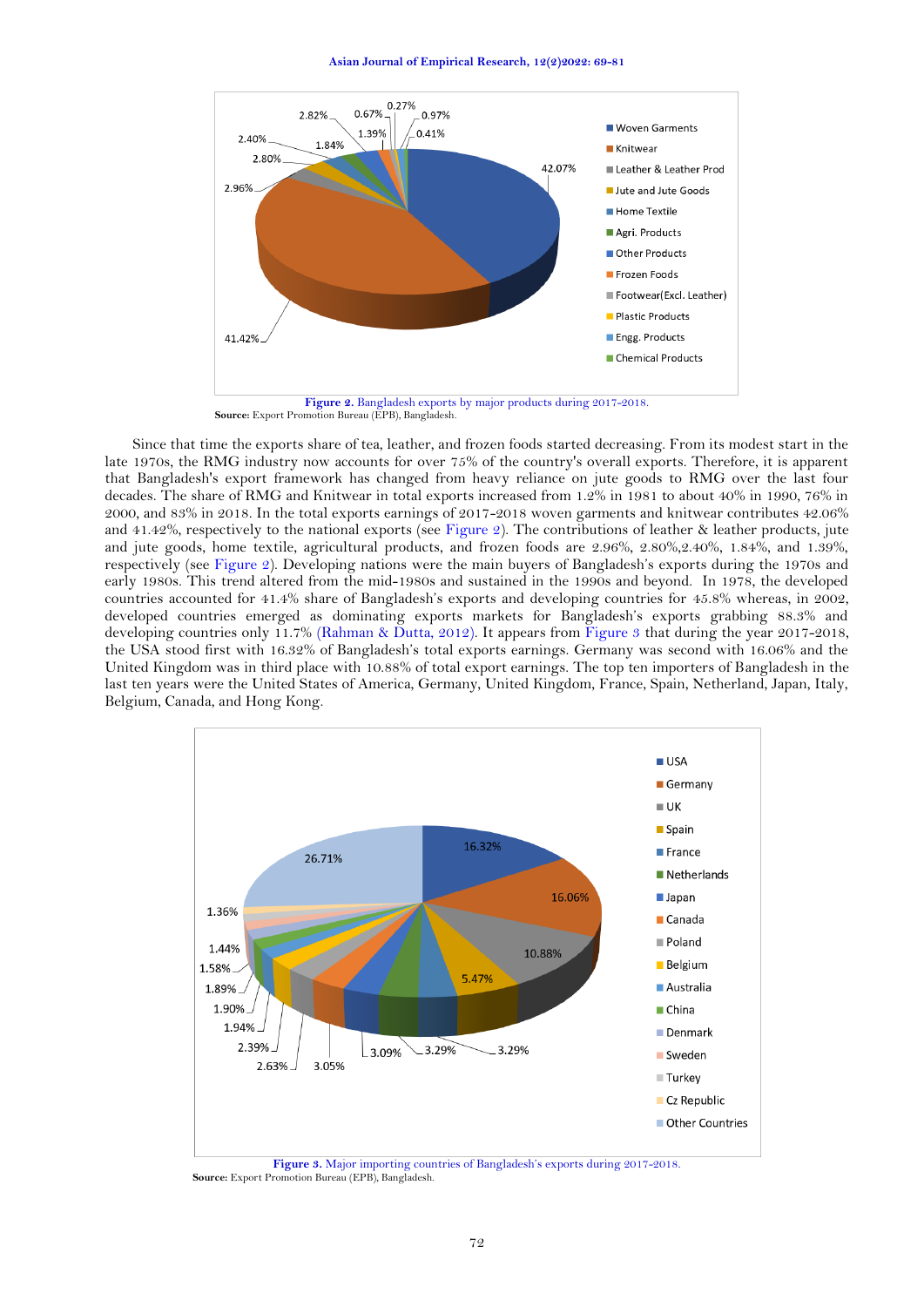2.82%
0.67%
0.27%
0.97%
1.39%
0.41%
2.40%
1.84%
2.80%
42.07%
2.96%
41.42%

Woven Garments
Knitwear
Leather & Leather Prod
Jute and Jute Goods
Home Textile
Agri. Products
Other Products
Frozen Foods
Footwear(Excl. Leather)
Plastic Products
Engg. Products
Chemical Products

**Figure 2.** Bangladesh exports by major products during 2017-2018.
**Source:** Export Promotion Bureau (EPB), Bangladesh.

Since that time the exports share of tea, leather, and frozen foods started decreasing. From its modest start in the late 1970s, the RMG industry now accounts for over 75% of the country's overall exports. Therefore, it is apparent that Bangladesh's export framework has changed from heavy reliance on jute goods to RMG over the last four decades. The share of RMG and Knitwear in total exports increased from 1.2% in 1981 to about 40% in 1990, 76% in 2000, and 83% in 2018. In the total exports earnings of 2017-2018 woven garments and knitwear contributes 42.06% and 41.42%, respectively to the national exports (see Figure 2). The contributions of leather & leather products, jute and jute goods, home textile, agricultural products, and frozen foods are 2.96%, 2.80%,2.40%, 1.84%, and 1.39%, respectively (see Figure 2). Developing nations were the main buyers of Bangladesh's exports during the 1970s and early 1980s. This trend altered from the mid-1980s and sustained in the 1990s and beyond. In 1978, the developed countries accounted for 41.4% share of Bangladesh's exports and developing countries for 45.8% whereas, in 2002, developed countries emerged as dominating exports markets for Bangladesh's exports grabbing 88.3% and developing countries only 11.7% (Rahman & Dutta, 2012). It appears from Figure 3 that during the year 2017-2018, the USA stood first with 16.32% of Bangladesh's total exports earnings. Germany was second with 16.06% and the United Kingdom was in third place with 10.88% of total export earnings. The top ten importers of Bangladesh in the last ten years were the United States of America, Germany, United Kingdom, France, Spain, Netherland, Japan, Italy, Belgium, Canada, and Hong Kong.

26.71%
16.32%
16.06%
10.88%
5.47%
3.29%
3.29%
3.09%
3.05%
2.63%
2.39%
1.94%
1.90%
1.89%
1.58%
1.44%
1.36%

USA
Germany
UK
Spain
France
Netherlands
Japan
Canada
Poland
Belgium
Australia
China
Denmark
Sweden
Turkey
Cz Republic
Other Countries

**Figure 3.** Major importing countries of Bangladesh's exports during 2017-2018.
**Source:** Export Promotion Bureau (EPB), Bangladesh.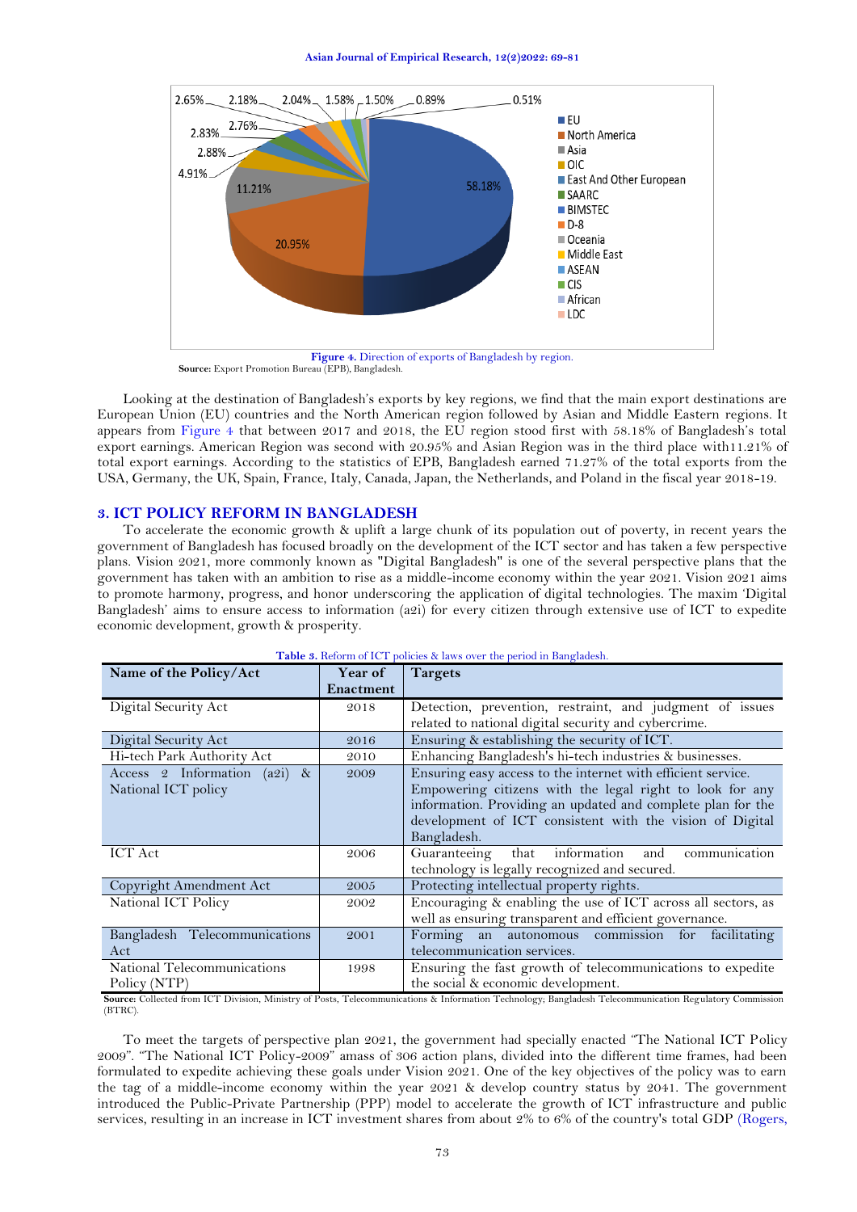2.65% 2.18% 2.04% 1.58% 1.50% 0.89% 0.51%

2.83% 2.76%

2.88%

4.91%

11.21%

58.18%

20.95%

EU
North America
Asia
OIC
East And Other European
SAARC
BIMSTEC
D-8
Oceania
Middle East
ASEAN
CIS
African
LDC

**Figure 4.** Direction of exports of Bangladesh by region.

**Source:** Export Promotion Bureau (EPB), Bangladesh.

Looking at the destination of Bangladesh's exports by key regions, we find that the main export destinations are European Union (EU) countries and the North American region followed by Asian and Middle Eastern regions. It appears from Figure 4 that between 2017 and 2018, the EU region stood first with 58.18% of Bangladesh's total export earnings. American Region was second with 20.95% and Asian Region was in the third place with11.21% of total export earnings. According to the statistics of EPB, Bangladesh earned 71.27% of the total exports from the USA, Germany, the UK, Spain, France, Italy, Canada, Japan, the Netherlands, and Poland in the fiscal year 2018-19.

## 3. ICT POLICY REFORM IN BANGLADESH

To accelerate the economic growth & uplift a large chunk of its population out of poverty, in recent years the government of Bangladesh has focused broadly on the development of the ICT sector and has taken a few perspective plans. Vision 2021, more commonly known as "Digital Bangladesh" is one of the several perspective plans that the government has taken with an ambition to rise as a middle-income economy within the year 2021. Vision 2021 aims to promote harmony, progress, and honor underscoring the application of digital technologies. The maxim 'Digital Bangladesh' aims to ensure access to information (a2i) for every citizen through extensive use of ICT to expedite economic development, growth & prosperity.

**Table 3.** Reform of ICT policies & laws over the period in Bangladesh.

| Name of the Policy/Act | Year of Enactment | Targets |
|---|---|---|
| Digital Security Act | 2018 | Detection, prevention, restraint, and judgment of issues related to national digital security and cybercrime. |
| Digital Security Act | 2016 | Ensuring & establishing the security of ICT. |
| Hi-tech Park Authority Act | 2010 | Enhancing Bangladesh's hi-tech industries & businesses. |
| Access 2 Information (a2i) & National ICT policy | 2009 | Ensuring easy access to the internet with efficient service. Empowering citizens with the legal right to look for any information. Providing an updated and complete plan for the development of ICT consistent with the vision of Digital Bangladesh. |
| ICT Act | 2006 | Guaranteeing that information and communication technology is legally recognized and secured. |
| Copyright Amendment Act | 2005 | Protecting intellectual property rights. |
| National ICT Policy | 2002 | Encouraging & enabling the use of ICT across all sectors, as well as ensuring transparent and efficient governance. |
| Bangladesh Telecommunications Act | 2001 | Forming an autonomous commission for facilitating telecommunication services. |
| National Telecommunications Policy (NTP) | 1998 | Ensuring the fast growth of telecommunications to expedite the social & economic development. |

**Source:** Collected from ICT Division, Ministry of Posts, Telecommunications & Information Technology; Bangladesh Telecommunication Regulatory Commission (BTRC).

To meet the targets of perspective plan 2021, the government had specially enacted "The National ICT Policy 2009". "The National ICT Policy-2009" amass of 306 action plans, divided into the different time frames, had been formulated to expedite achieving these goals under Vision 2021. One of the key objectives of the policy was to earn the tag of a middle-income economy within the year 2021 & develop country status by 2041. The government introduced the Public-Private Partnership (PPP) model to accelerate the growth of ICT infrastructure and public services, resulting in an increase in ICT investment shares from about 2% to 6% of the country's total GDP (Rogers,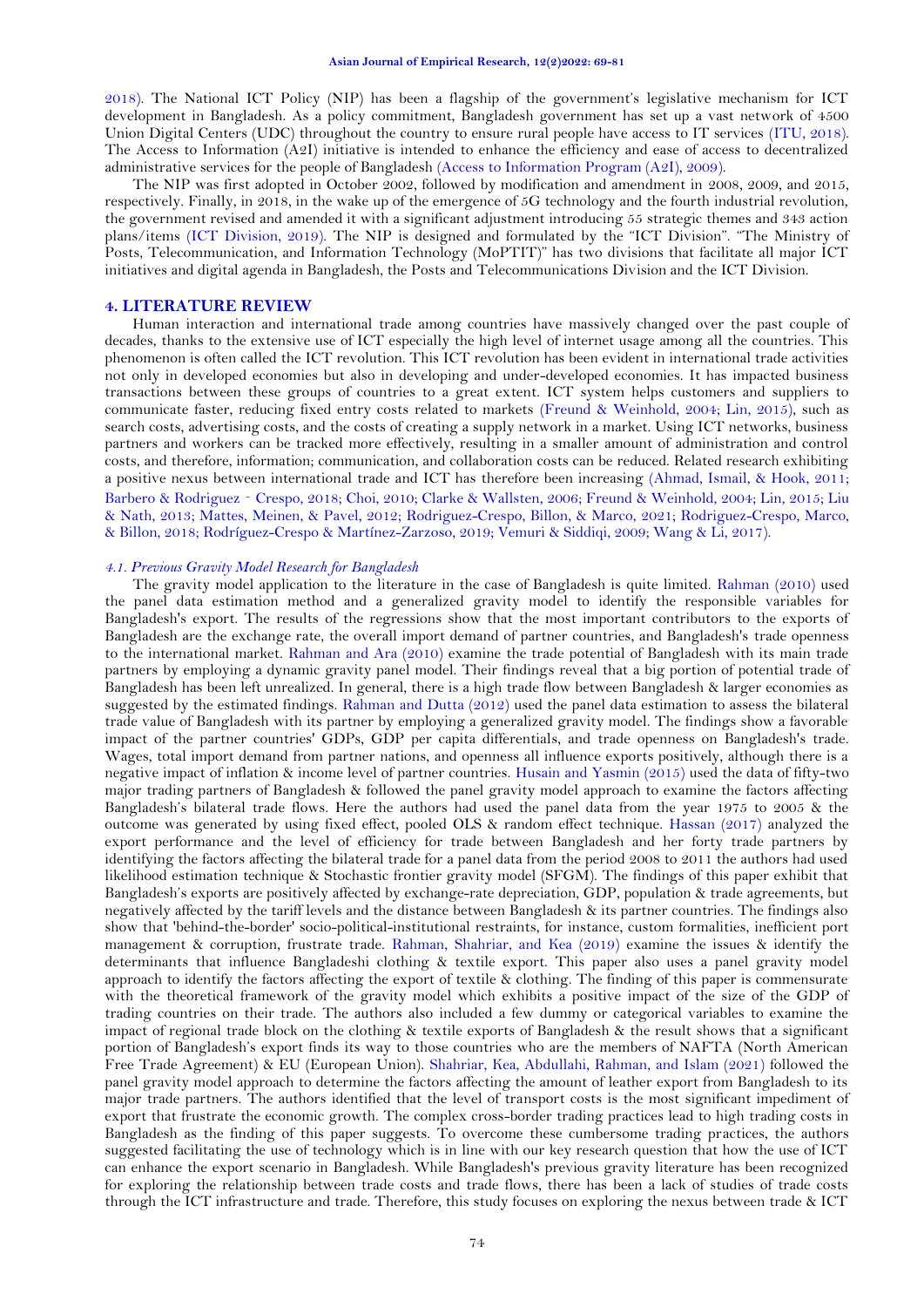2018). The National ICT Policy (NIP) has been a flagship of the government's legislative mechanism for ICT development in Bangladesh. As a policy commitment, Bangladesh government has set up a vast network of 4500 Union Digital Centers (UDC) throughout the country to ensure rural people have access to IT services (ITU, 2018). The Access to Information (A2I) initiative is intended to enhance the efficiency and ease of access to decentralized administrative services for the people of Bangladesh (Access to Information Program (A2I), 2009).

The NIP was first adopted in October 2002, followed by modification and amendment in 2008, 2009, and 2015, respectively. Finally, in 2018, in the wake up of the emergence of 5G technology and the fourth industrial revolution, the government revised and amended it with a significant adjustment introducing 55 strategic themes and 343 action plans/items (ICT Division, 2019). The NIP is designed and formulated by the "ICT Division". "The Ministry of Posts, Telecommunication, and Information Technology (MoPTIT)" has two divisions that facilitate all major ICT initiatives and digital agenda in Bangladesh, the Posts and Telecommunications Division and the ICT Division.

## 4. LITERATURE REVIEW

Human interaction and international trade among countries have massively changed over the past couple of decades, thanks to the extensive use of ICT especially the high level of internet usage among all the countries. This phenomenon is often called the ICT revolution. This ICT revolution has been evident in international trade activities not only in developed economies but also in developing and under-developed economies. It has impacted business transactions between these groups of countries to a great extent. ICT system helps customers and suppliers to communicate faster, reducing fixed entry costs related to markets (Freund & Weinhold, 2004; Lin, 2015), such as search costs, advertising costs, and the costs of creating a supply network in a market. Using ICT networks, business partners and workers can be tracked more effectively, resulting in a smaller amount of administration and control costs, and therefore, information; communication, and collaboration costs can be reduced. Related research exhibiting a positive nexus between international trade and ICT has therefore been increasing (Ahmad, Ismail, & Hook, 2011; Barbero & Rodriguez‐Crespo, 2018; Choi, 2010; Clarke & Wallsten, 2006; Freund & Weinhold, 2004; Lin, 2015; Liu & Nath, 2013; Mattes, Meinen, & Pavel, 2012; Rodriguez-Crespo, Billon, & Marco, 2021; Rodriguez-Crespo, Marco, & Billon, 2018; Rodríguez-Crespo & Martínez-Zarzoso, 2019; Vemuri & Siddiqi, 2009; Wang & Li, 2017).

### *4.1. Previous Gravity Model Research for Bangladesh*

The gravity model application to the literature in the case of Bangladesh is quite limited. Rahman (2010) used the panel data estimation method and a generalized gravity model to identify the responsible variables for Bangladesh's export. The results of the regressions show that the most important contributors to the exports of Bangladesh are the exchange rate, the overall import demand of partner countries, and Bangladesh's trade openness to the international market. Rahman and Ara (2010) examine the trade potential of Bangladesh with its main trade partners by employing a dynamic gravity panel model. Their findings reveal that a big portion of potential trade of Bangladesh has been left unrealized. In general, there is a high trade flow between Bangladesh & larger economies as suggested by the estimated findings. Rahman and Dutta (2012) used the panel data estimation to assess the bilateral trade value of Bangladesh with its partner by employing a generalized gravity model. The findings show a favorable impact of the partner countries' GDPs, GDP per capita differentials, and trade openness on Bangladesh's trade. Wages, total import demand from partner nations, and openness all influence exports positively, although there is a negative impact of inflation & income level of partner countries. Husain and Yasmin (2015) used the data of fifty-two major trading partners of Bangladesh & followed the panel gravity model approach to examine the factors affecting Bangladesh's bilateral trade flows. Here the authors had used the panel data from the year 1975 to 2005 & the outcome was generated by using fixed effect, pooled OLS & random effect technique. Hassan (2017) analyzed the export performance and the level of efficiency for trade between Bangladesh and her forty trade partners by identifying the factors affecting the bilateral trade for a panel data from the period 2008 to 2011 the authors had used likelihood estimation technique & Stochastic frontier gravity model (SFGM). The findings of this paper exhibit that Bangladesh's exports are positively affected by exchange-rate depreciation, GDP, population & trade agreements, but negatively affected by the tariff levels and the distance between Bangladesh & its partner countries. The findings also show that 'behind-the-border' socio-political-institutional restraints, for instance, custom formalities, inefficient port management & corruption, frustrate trade. Rahman, Shahriar, and Kea (2019) examine the issues & identify the determinants that influence Bangladeshi clothing & textile export. This paper also uses a panel gravity model approach to identify the factors affecting the export of textile & clothing. The finding of this paper is commensurate with the theoretical framework of the gravity model which exhibits a positive impact of the size of the GDP of trading countries on their trade. The authors also included a few dummy or categorical variables to examine the impact of regional trade block on the clothing & textile exports of Bangladesh & the result shows that a significant portion of Bangladesh's export finds its way to those countries who are the members of NAFTA (North American Free Trade Agreement) & EU (European Union). Shahriar, Kea, Abdullahi, Rahman, and Islam (2021) followed the panel gravity model approach to determine the factors affecting the amount of leather export from Bangladesh to its major trade partners. The authors identified that the level of transport costs is the most significant impediment of export that frustrate the economic growth. The complex cross-border trading practices lead to high trading costs in Bangladesh as the finding of this paper suggests. To overcome these cumbersome trading practices, the authors suggested facilitating the use of technology which is in line with our key research question that how the use of ICT can enhance the export scenario in Bangladesh. While Bangladesh's previous gravity literature has been recognized for exploring the relationship between trade costs and trade flows, there has been a lack of studies of trade costs through the ICT infrastructure and trade. Therefore, this study focuses on exploring the nexus between trade & ICT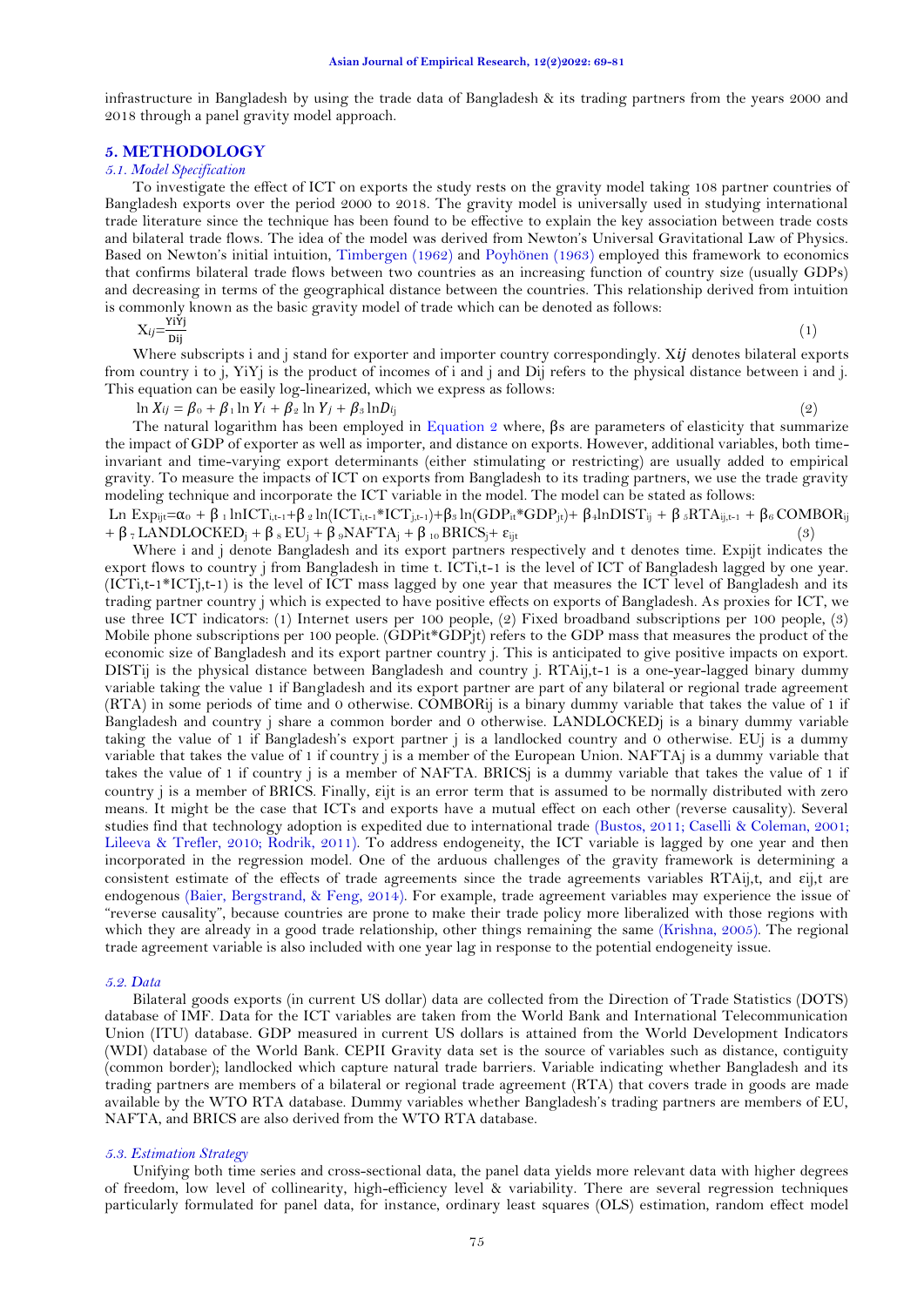infrastructure in Bangladesh by using the trade data of Bangladesh & its trading partners from the years 2000 and 2018 through a panel gravity model approach.

## 5. METHODOLOGY

### *5.1. Model Specification*

To investigate the effect of ICT on exports the study rests on the gravity model taking 108 partner countries of Bangladesh exports over the period 2000 to 2018. The gravity model is universally used in studying international trade literature since the technique has been found to be effective to explain the key association between trade costs and bilateral trade flows. The idea of the model was derived from Newton's Universal Gravitational Law of Physics. Based on Newton's initial intuition, Timbergen (1962) and Poyhönen (1963) employed this framework to economics that confirms bilateral trade flows between two countries as an increasing function of country size (usually GDPs) and decreasing in terms of the geographical distance between the countries. This relationship derived from intuition is commonly known as the basic gravity model of trade which can be denoted as follows:

$$X_{ij}=\frac{Y_iY_j}{D_{ij}} \quad (1)$$

Where subscripts i and j stand for exporter and importer country correspondingly. $X_{ij}$ denotes bilateral exports from country i to j, $Y_iY_j$ is the product of incomes of i and j and $D_{ij}$ refers to the physical distance between i and j. This equation can be easily log-linearized, which we express as follows:

$$\ln X_{ij} = \beta_0 + \beta_1 \ln Y_i + \beta_2 \ln Y_j + \beta_3 \ln D_{ij} \quad (2)$$

The natural logarithm has been employed in Equation 2 where, βs are parameters of elasticity that summarize the impact of GDP of exporter as well as importer, and distance on exports. However, additional variables, both time-invariant and time-varying export determinants (either stimulating or restricting) are usually added to empirical gravity. To measure the impacts of ICT on exports from Bangladesh to its trading partners, we use the trade gravity modeling technique and incorporate the ICT variable in the model. The model can be stated as follows:

$$\text{Ln Exp}_{ijt}=\alpha_0 + \beta_1 \ln ICT_{i,t-1}+\beta_2 \ln(ICT_{i,t-1}*ICT_{j,t-1})+\beta_3 \ln(GDP_{it}*GDP_{jt})+ \beta_4 \ln DIST_{ij} + \beta_5 RTA_{ij,t-1} + \beta_6 COMBOR_{ij} + \beta_7 LANDLOCKED_j + \beta_8 EU_j + \beta_9 NAFTA_j + \beta_{10} BRICS_j+ \varepsilon_{ijt} \quad (3)$$

Where i and j denote Bangladesh and its export partners respectively and t denotes time. $Exp_{ijt}$ indicates the export flows to country j from Bangladesh in time t. $ICT_{i,t-1}$ is the level of ICT of Bangladesh lagged by one year. $(ICT_{i,t-1}*ICT_{j,t-1})$ is the level of ICT mass lagged by one year that measures the ICT level of Bangladesh and its trading partner country j which is expected to have positive effects on exports of Bangladesh. As proxies for ICT, we use three ICT indicators: (1) Internet users per 100 people, (2) Fixed broadband subscriptions per 100 people, (3) Mobile phone subscriptions per 100 people. $(GDP_{it}*GDP_{jt})$ refers to the GDP mass that measures the product of the economic size of Bangladesh and its export partner country j. This is anticipated to give positive impacts on export. $DIST_{ij}$ is the physical distance between Bangladesh and country j. $RTA_{ij,t-1}$ is a one-year-lagged binary dummy variable taking the value 1 if Bangladesh and its export partner are part of any bilateral or regional trade agreement (RTA) in some periods of time and 0 otherwise. $COMBOR_{ij}$ is a binary dummy variable that takes the value of 1 if Bangladesh and country j share a common border and 0 otherwise. $LANDLOCKED_j$ is a binary dummy variable taking the value of 1 if Bangladesh's export partner j is a landlocked country and 0 otherwise. $EU_j$ is a dummy variable that takes the value of 1 if country j is a member of the European Union. $NAFTA_j$ is a dummy variable that takes the value of 1 if country j is a member of NAFTA. $BRICS_j$ is a dummy variable that takes the value of 1 if country j is a member of BRICS. Finally, $\varepsilon_{ijt}$ is an error term that is assumed to be normally distributed with zero means. It might be the case that ICTs and exports have a mutual effect on each other (reverse causality). Several studies find that technology adoption is expedited due to international trade (Bustos, 2011; Caselli & Coleman, 2001; Lileeva & Trefler, 2010; Rodrik, 2011). To address endogeneity, the ICT variable is lagged by one year and then incorporated in the regression model. One of the arduous challenges of the gravity framework is determining a consistent estimate of the effects of trade agreements since the trade agreements variables $RTA_{ij,t}$, and $\varepsilon_{ij,t}$ are endogenous (Baier, Bergstrand, & Feng, 2014). For example, trade agreement variables may experience the issue of "reverse causality", because countries are prone to make their trade policy more liberalized with those regions with which they are already in a good trade relationship, other things remaining the same (Krishna, 2005). The regional trade agreement variable is also included with one year lag in response to the potential endogeneity issue.

### *5.2. Data*

Bilateral goods exports (in current US dollar) data are collected from the Direction of Trade Statistics (DOTS) database of IMF. Data for the ICT variables are taken from the World Bank and International Telecommunication Union (ITU) database. GDP measured in current US dollars is attained from the World Development Indicators (WDI) database of the World Bank. CEPII Gravity data set is the source of variables such as distance, contiguity (common border); landlocked which capture natural trade barriers. Variable indicating whether Bangladesh and its trading partners are members of a bilateral or regional trade agreement (RTA) that covers trade in goods are made available by the WTO RTA database. Dummy variables whether Bangladesh's trading partners are members of EU, NAFTA, and BRICS are also derived from the WTO RTA database.

### *5.3. Estimation Strategy*

Unifying both time series and cross-sectional data, the panel data yields more relevant data with higher degrees of freedom, low level of collinearity, high-efficiency level & variability. There are several regression techniques particularly formulated for panel data, for instance, ordinary least squares (OLS) estimation, random effect model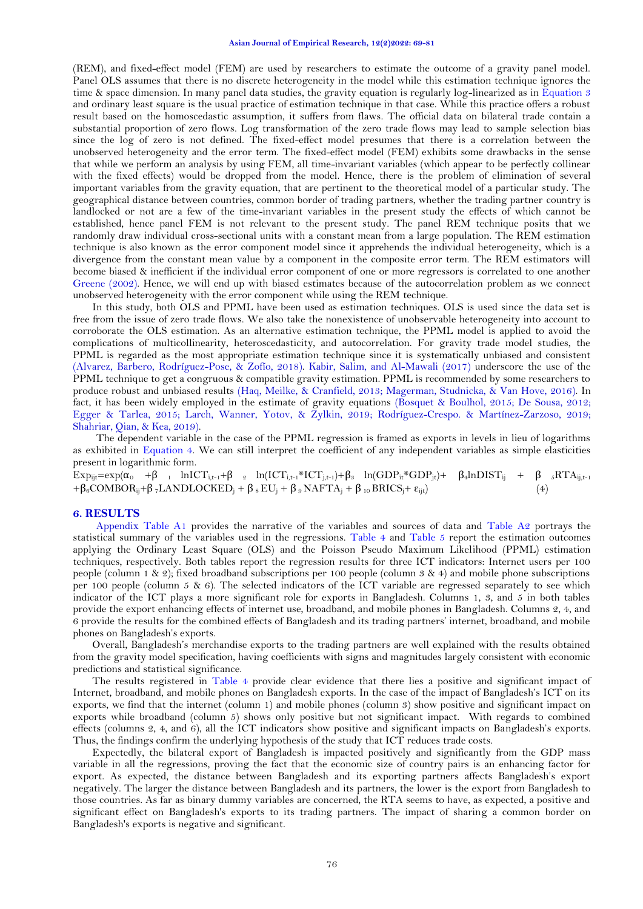(REM), and fixed-effect model (FEM) are used by researchers to estimate the outcome of a gravity panel model. Panel OLS assumes that there is no discrete heterogeneity in the model while this estimation technique ignores the time & space dimension. In many panel data studies, the gravity equation is regularly log-linearized as in Equation 3 and ordinary least square is the usual practice of estimation technique in that case. While this practice offers a robust result based on the homoscedastic assumption, it suffers from flaws. The official data on bilateral trade contain a substantial proportion of zero flows. Log transformation of the zero trade flows may lead to sample selection bias since the log of zero is not defined. The fixed-effect model presumes that there is a correlation between the unobserved heterogeneity and the error term. The fixed-effect model (FEM) exhibits some drawbacks in the sense that while we perform an analysis by using FEM, all time-invariant variables (which appear to be perfectly collinear with the fixed effects) would be dropped from the model. Hence, there is the problem of elimination of several important variables from the gravity equation, that are pertinent to the theoretical model of a particular study. The geographical distance between countries, common border of trading partners, whether the trading partner country is landlocked or not are a few of the time-invariant variables in the present study the effects of which cannot be established, hence panel FEM is not relevant to the present study. The panel REM technique posits that we randomly draw individual cross-sectional units with a constant mean from a large population. The REM estimation technique is also known as the error component model since it apprehends the individual heterogeneity, which is a divergence from the constant mean value by a component in the composite error term. The REM estimators will become biased & inefficient if the individual error component of one or more regressors is correlated to one another Greene (2002). Hence, we will end up with biased estimates because of the autocorrelation problem as we connect unobserved heterogeneity with the error component while using the REM technique.

In this study, both OLS and PPML have been used as estimation techniques. OLS is used since the data set is free from the issue of zero trade flows. We also take the nonexistence of unobservable heterogeneity into account to corroborate the OLS estimation. As an alternative estimation technique, the PPML model is applied to avoid the complications of multicollinearity, heteroscedasticity, and autocorrelation. For gravity trade model studies, the PPML is regarded as the most appropriate estimation technique since it is systematically unbiased and consistent (Alvarez, Barbero, Rodríguez-Pose, & Zofío, 2018). Kabir, Salim, and Al-Mawali (2017) underscore the use of the PPML technique to get a congruous & compatible gravity estimation. PPML is recommended by some researchers to produce robust and unbiased results (Haq, Meilke, & Cranfield, 2013; Magerman, Studnicka, & Van Hove, 2016). In fact, it has been widely employed in the estimate of gravity equations (Bosquet & Boulhol, 2015; De Sousa, 2012; Egger & Tarlea, 2015; Larch, Wanner, Yotov, & Zylkin, 2019; Rodríguez-Crespo. & Martínez-Zarzoso, 2019; Shahriar, Qian, & Kea, 2019).

The dependent variable in the case of the PPML regression is framed as exports in levels in lieu of logarithms as exhibited in Equation 4. We can still interpret the coefficient of any independent variables as simple elasticities present in logarithmic form.

$$Exp_{ijt}=\exp(\alpha_0 + \beta_1 \ln ICT_{i,t-1} + \beta_2 \ln(ICT_{i,t-1}*ICT_{j,t-1}) + \beta_3 \ln(GDP_{it}*GDP_{jt}) + \beta_4 \ln DIST_{ij} + \beta_5 RTA_{ij,t-1} + \beta_6 COMBOR_{ij} + \beta_7 LANDLOCKED_j + \beta_8 EU_j + \beta_9 NAFTA_j + \beta_{10} BRICS_j + \varepsilon_{ijt}) \quad (4)$$

## 6. RESULTS

Appendix Table A1 provides the narrative of the variables and sources of data and Table A2 portrays the statistical summary of the variables used in the regressions. Table 4 and Table 5 report the estimation outcomes applying the Ordinary Least Square (OLS) and the Poisson Pseudo Maximum Likelihood (PPML) estimation techniques, respectively. Both tables report the regression results for three ICT indicators: Internet users per 100 people (column 1 & 2); fixed broadband subscriptions per 100 people (column 3 & 4) and mobile phone subscriptions per 100 people (column 5 & 6). The selected indicators of the ICT variable are regressed separately to see which indicator of the ICT plays a more significant role for exports in Bangladesh. Columns 1, 3, and 5 in both tables provide the export enhancing effects of internet use, broadband, and mobile phones in Bangladesh. Columns 2, 4, and 6 provide the results for the combined effects of Bangladesh and its trading partners' internet, broadband, and mobile phones on Bangladesh's exports.

Overall, Bangladesh's merchandise exports to the trading partners are well explained with the results obtained from the gravity model specification, having coefficients with signs and magnitudes largely consistent with economic predictions and statistical significance.

The results registered in Table 4 provide clear evidence that there lies a positive and significant impact of Internet, broadband, and mobile phones on Bangladesh exports. In the case of the impact of Bangladesh's ICT on its exports, we find that the internet (column 1) and mobile phones (column 3) show positive and significant impact on exports while broadband (column 5) shows only positive but not significant impact. With regards to combined effects (columns 2, 4, and 6), all the ICT indicators show positive and significant impacts on Bangladesh's exports. Thus, the findings confirm the underlying hypothesis of the study that ICT reduces trade costs.

Expectedly, the bilateral export of Bangladesh is impacted positively and significantly from the GDP mass variable in all the regressions, proving the fact that the economic size of country pairs is an enhancing factor for export. As expected, the distance between Bangladesh and its exporting partners affects Bangladesh's export negatively. The larger the distance between Bangladesh and its partners, the lower is the export from Bangladesh to those countries. As far as binary dummy variables are concerned, the RTA seems to have, as expected, a positive and significant effect on Bangladesh's exports to its trading partners. The impact of sharing a common border on Bangladesh's exports is negative and significant.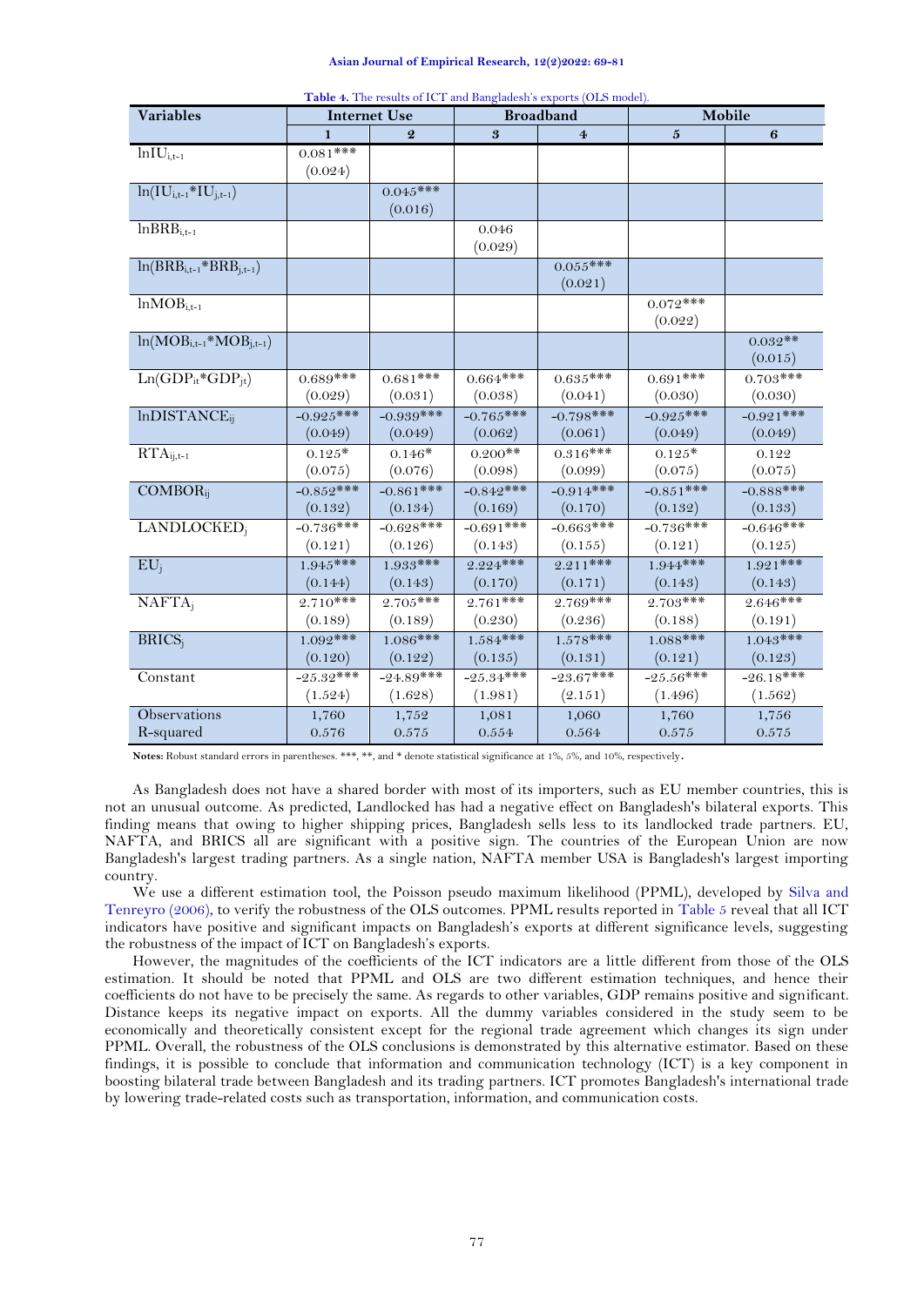**Table 4.** The results of ICT and Bangladesh's exports (OLS model).

| Variables | Internet Use | | Broadband | | Mobile | |
|---|---|---|---|---|---|---|
| | 1 | 2 | 3 | 4 | 5 | 6 |
| $lnIU_{i,t-1}$ | 0.081*** (0.024) | | | | | |
| $\ln(IU_{i,t-1}*IU_{j,t-1})$ | | 0.045*** (0.016) | | | | |
| $lnBRB_{i,t-1}$ | | | 0.046 (0.029) | | | |
| $\ln(BRB_{i,t-1}*BRB_{j,t-1})$ | | | | 0.055*** (0.021) | | |
| $lnMOB_{i,t-1}$ | | | | | 0.072*** (0.022) | |
| $\ln(MOB_{i,t-1}*MOB_{j,t-1})$ | | | | | | 0.032** (0.015) |
| $\ln(GDP_{it}*GDP_{jt})$ | 0.689*** (0.029) | 0.681*** (0.031) | 0.664*** (0.038) | 0.635*** (0.041) | 0.691*** (0.030) | 0.703*** (0.030) |
| $lnDISTANCE_{ij}$ | -0.925*** (0.049) | -0.939*** (0.049) | -0.765*** (0.062) | -0.798*** (0.061) | -0.925*** (0.049) | -0.921*** (0.049) |
| $RTA_{ij,t-1}$ | 0.125* (0.075) | 0.146* (0.076) | 0.200** (0.098) | 0.316*** (0.099) | 0.125* (0.075) | 0.122 (0.075) |
| $COMBOR_{ij}$ | -0.852*** (0.132) | -0.861*** (0.134) | -0.842*** (0.169) | -0.914*** (0.170) | -0.851*** (0.132) | -0.888*** (0.133) |
| $LANDLOCKED_j$ | -0.736*** (0.121) | -0.628*** (0.126) | -0.691*** (0.143) | -0.663*** (0.155) | -0.736*** (0.121) | -0.646*** (0.125) |
| $EU_j$ | 1.945*** (0.144) | 1.933*** (0.143) | 2.224*** (0.170) | 2.211*** (0.171) | 1.944*** (0.143) | 1.921*** (0.143) |
| $NAFTA_j$ | 2.710*** (0.189) | 2.705*** (0.189) | 2.761*** (0.230) | 2.769*** (0.236) | 2.703*** (0.188) | 2.646*** (0.191) |
| $BRICS_j$ | 1.092*** (0.120) | 1.086*** (0.122) | 1.584*** (0.135) | 1.578*** (0.131) | 1.088*** (0.121) | 1.043*** (0.123) |
| Constant | -25.32*** (1.524) | -24.89*** (1.628) | -25.34*** (1.981) | -23.67*** (2.151) | -25.56*** (1.496) | -26.18*** (1.562) |
| Observations | 1,760 | 1,752 | 1,081 | 1,060 | 1,760 | 1,756 |
| R-squared | 0.576 | 0.575 | 0.554 | 0.564 | 0.575 | 0.575 |

**Notes:** Robust standard errors in parentheses. ***, **, and * denote statistical significance at 1%, 5%, and 10%, respectively.

As Bangladesh does not have a shared border with most of its importers, such as EU member countries, this is not an unusual outcome. As predicted, Landlocked has had a negative effect on Bangladesh's bilateral exports. This finding means that owing to higher shipping prices, Bangladesh sells less to its landlocked trade partners. EU, NAFTA, and BRICS all are significant with a positive sign. The countries of the European Union are now Bangladesh's largest trading partners. As a single nation, NAFTA member USA is Bangladesh's largest importing country.

We use a different estimation tool, the Poisson pseudo maximum likelihood (PPML), developed by Silva and Tenreyro (2006), to verify the robustness of the OLS outcomes. PPML results reported in Table 5 reveal that all ICT indicators have positive and significant impacts on Bangladesh's exports at different significance levels, suggesting the robustness of the impact of ICT on Bangladesh's exports.

However, the magnitudes of the coefficients of the ICT indicators are a little different from those of the OLS estimation. It should be noted that PPML and OLS are two different estimation techniques, and hence their coefficients do not have to be precisely the same. As regards to other variables, GDP remains positive and significant. Distance keeps its negative impact on exports. All the dummy variables considered in the study seem to be economically and theoretically consistent except for the regional trade agreement which changes its sign under PPML. Overall, the robustness of the OLS conclusions is demonstrated by this alternative estimator. Based on these findings, it is possible to conclude that information and communication technology (ICT) is a key component in boosting bilateral trade between Bangladesh and its trading partners. ICT promotes Bangladesh's international trade by lowering trade-related costs such as transportation, information, and communication costs.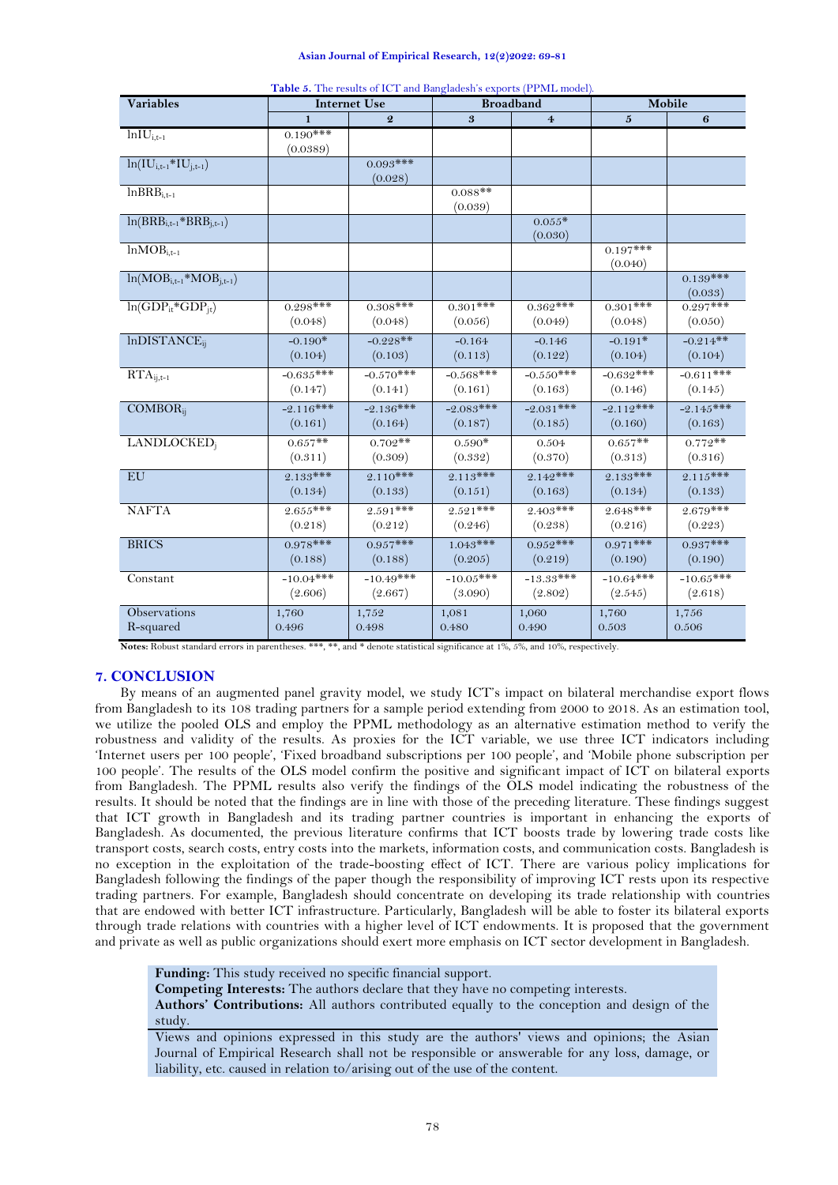**Table 5.** The results of ICT and Bangladesh's exports (PPML model).

| Variables | Internet Use | | Broadband | | Mobile | |
|---|---|---|---|---|---|---|
| | 1 | 2 | 3 | 4 | 5 | 6 |
| $lnIU_{i,t-1}$ | 0.190*** (0.0389) | | | | | |
| $ln(IU_{i,t-1}*IU_{j,t-1})$ | | 0.093*** (0.028) | | | | |
| $lnBRB_{i,t-1}$ | | | 0.088** (0.039) | | | |
| $ln(BRB_{i,t-1}*BRB_{j,t-1})$ | | | | 0.055* (0.030) | | |
| $lnMOB_{i,t-1}$ | | | | | 0.197*** (0.040) | |
| $ln(MOB_{i,t-1}*MOB_{j,t-1})$ | | | | | | 0.139*** (0.033) |
| $ln(GDP_{it}*GDP_{jt})$ | 0.298*** (0.048) | 0.308*** (0.048) | 0.301*** (0.056) | 0.362*** (0.049) | 0.301*** (0.048) | 0.297*** (0.050) |
| $lnDISTANCE_{ij}$ | -0.190* (0.104) | -0.228** (0.103) | -0.164 (0.113) | -0.146 (0.122) | -0.191* (0.104) | -0.214** (0.104) |
| $RTA_{ij,t-1}$ | -0.635*** (0.147) | -0.570*** (0.141) | -0.568*** (0.161) | -0.550*** (0.163) | -0.632*** (0.146) | -0.611*** (0.145) |
| $COMBOR_{ij}$ | -2.116*** (0.161) | -2.136*** (0.164) | -2.083*** (0.187) | -2.031*** (0.185) | -2.112*** (0.160) | -2.145*** (0.163) |
| $LANDLOCKED_j$ | 0.657** (0.311) | 0.702** (0.309) | 0.590* (0.332) | 0.504 (0.370) | 0.657** (0.313) | 0.772** (0.316) |
| EU | 2.133*** (0.134) | 2.110*** (0.133) | 2.113*** (0.151) | 2.142*** (0.163) | 2.133*** (0.134) | 2.115*** (0.133) |
| NAFTA | 2.655*** (0.218) | 2.591*** (0.212) | 2.521*** (0.246) | 2.403*** (0.238) | 2.648*** (0.216) | 2.679*** (0.223) |
| BRICS | 0.978*** (0.188) | 0.957*** (0.188) | 1.043*** (0.205) | 0.952*** (0.219) | 0.971*** (0.190) | 0.937*** (0.190) |
| Constant | -10.04*** (2.606) | -10.49*** (2.667) | -10.05*** (3.090) | -13.33*** (2.802) | -10.64*** (2.545) | -10.65*** (2.618) |
| Observations | 1,760 | 1,752 | 1,081 | 1,060 | 1,760 | 1,756 |
| R-squared | 0.496 | 0.498 | 0.480 | 0.490 | 0.503 | 0.506 |

**Notes:** Robust standard errors in parentheses. ***, **, and * denote statistical significance at 1%, 5%, and 10%, respectively.

## 7. CONCLUSION

By means of an augmented panel gravity model, we study ICT's impact on bilateral merchandise export flows from Bangladesh to its 108 trading partners for a sample period extending from 2000 to 2018. As an estimation tool, we utilize the pooled OLS and employ the PPML methodology as an alternative estimation method to verify the robustness and validity of the results. As proxies for the ICT variable, we use three ICT indicators including 'Internet users per 100 people', 'Fixed broadband subscriptions per 100 people', and 'Mobile phone subscription per 100 people'. The results of the OLS model confirm the positive and significant impact of ICT on bilateral exports from Bangladesh. The PPML results also verify the findings of the OLS model indicating the robustness of the results. It should be noted that the findings are in line with those of the preceding literature. These findings suggest that ICT growth in Bangladesh and its trading partner countries is important in enhancing the exports of Bangladesh. As documented, the previous literature confirms that ICT boosts trade by lowering trade costs like transport costs, search costs, entry costs into the markets, information costs, and communication costs. Bangladesh is no exception in the exploitation of the trade-boosting effect of ICT. There are various policy implications for Bangladesh following the findings of the paper though the responsibility of improving ICT rests upon its respective trading partners. For example, Bangladesh should concentrate on developing its trade relationship with countries that are endowed with better ICT infrastructure. Particularly, Bangladesh will be able to foster its bilateral exports through trade relations with countries with a higher level of ICT endowments. It is proposed that the government and private as well as public organizations should exert more emphasis on ICT sector development in Bangladesh.

**Funding:** This study received no specific financial support.
**Competing Interests:** The authors declare that they have no competing interests.
**Authors' Contributions:** All authors contributed equally to the conception and design of the study.

Views and opinions expressed in this study are the authors' views and opinions; the Asian Journal of Empirical Research shall not be responsible or answerable for any loss, damage, or liability, etc. caused in relation to/arising out of the use of the content.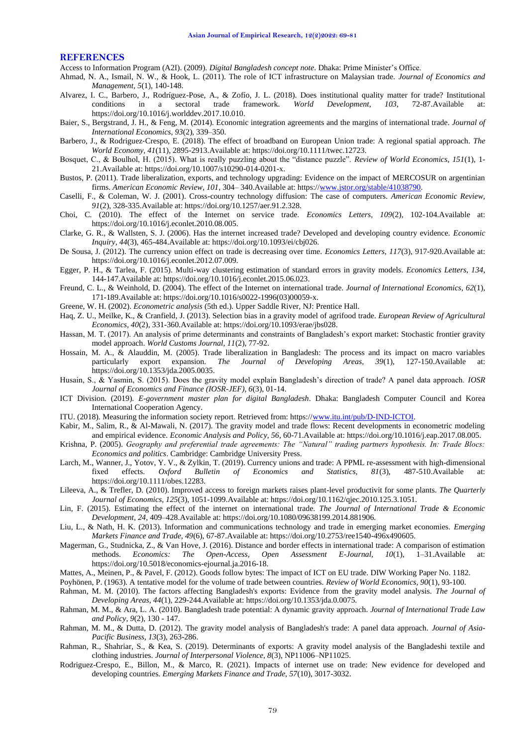## REFERENCES

Access to Information Program (A2I). (2009). *Digital Bangladesh concept note*. Dhaka: Prime Minister's Office.

Ahmad, N. A., Ismail, N. W., & Hook, L. (2011). The role of ICT infrastructure on Malaysian trade. *Journal of Economics and Management, 5*(1), 140-148.

Alvarez, I. C., Barbero, J., Rodríguez-Pose, A., & Zofío, J. L. (2018). Does institutional quality matter for trade? Institutional conditions in a sectoral trade framework. *World Development, 103*, 72-87.Available at: https://doi.org/10.1016/j.worlddev.2017.10.010.

Baier, S., Bergstrand, J. H., & Feng, M. (2014). Economic integration agreements and the margins of international trade. *Journal of International Economics, 93*(2), 339–350.

Barbero, J., & Rodriguez‐Crespo, E. (2018). The effect of broadband on European Union trade: A regional spatial approach. *The World Economy, 41*(11), 2895-2913.Available at: https://doi.org/10.1111/twec.12723.

Bosquet, C., & Boulhol, H. (2015). What is really puzzling about the "distance puzzle". *Review of World Economics, 151*(1), 1-21.Available at: https://doi.org/10.1007/s10290-014-0201-x.

Bustos, P. (2011). Trade liberalization, exports, and technology upgrading: Evidence on the impact of MERCOSUR on argentinian firms. *American Economic Review, 101*, 304– 340.Available at: https://www.jstor.org/stable/41038790.

Caselli, F., & Coleman, W. J. (2001). Cross-country technology diffusion: The case of computers. *American Economic Review, 91*(2), 328-335.Available at: https://doi.org/10.1257/aer.91.2.328.

Choi, C. (2010). The effect of the Internet on service trade. *Economics Letters, 109*(2), 102-104.Available at: https://doi.org/10.1016/j.econlet.2010.08.005.

Clarke, G. R., & Wallsten, S. J. (2006). Has the internet increased trade? Developed and developing country evidence. *Economic Inquiry, 44*(3), 465-484.Available at: https://doi.org/10.1093/ei/cbj026.

De Sousa, J. (2012). The currency union effect on trade is decreasing over time. *Economics Letters, 117*(3), 917-920.Available at: https://doi.org/10.1016/j.econlet.2012.07.009.

Egger, P. H., & Tarlea, F. (2015). Multi-way clustering estimation of standard errors in gravity models. *Economics Letters, 134*, 144-147.Available at: https://doi.org/10.1016/j.econlet.2015.06.023.

Freund, C. L., & Weinhold, D. (2004). The effect of the Internet on international trade. *Journal of International Economics, 62*(1), 171-189.Available at: https://doi.org/10.1016/s0022-1996(03)00059-x.

Greene, W. H. (2002). *Econometric analysis* (5th ed.). Upper Saddle River, NJ: Prentice Hall.

Haq, Z. U., Meilke, K., & Cranfield, J. (2013). Selection bias in a gravity model of agrifood trade. *European Review of Agricultural Economics, 40*(2), 331-360.Available at: https://doi.org/10.1093/erae/jbs028.

Hassan, M. T. (2017). An analysis of prime determinants and constraints of Bangladesh's export market: Stochastic frontier gravity model approach. *World Customs Journal, 11*(2), 77-92.

Hossain, M. A., & Alauddin, M. (2005). Trade liberalization in Bangladesh: The process and its impact on macro variables particularly export expansion. *The Journal of Developing Areas, 39*(1), 127-150.Available at: https://doi.org/10.1353/jda.2005.0035.

Husain, S., & Yasmin, S. (2015). Does the gravity model explain Bangladesh's direction of trade? A panel data approach. *IOSR Journal of Economics and Finance (IOSR-JEF), 6*(3), 01-14.

ICT Division. (2019). *E-government master plan for digital Bangladesh*. Dhaka: Bangladesh Computer Council and Korea International Cooperation Agency.

ITU. (2018). Measuring the information society report. Retrieved from: https://www.itu.int/pub/D-IND-ICTOI.

Kabir, M., Salim, R., & Al-Mawali, N. (2017). The gravity model and trade flows: Recent developments in econometric modeling and empirical evidence. *Economic Analysis and Policy, 56*, 60-71.Available at: https://doi.org/10.1016/j.eap.2017.08.005.

Krishna, P. (2005). *Geography and preferential trade agreements: The "Natural" trading partners hypothesis. In: Trade Blocs: Economics and politics*. Cambridge: Cambridge University Press.

Larch, M., Wanner, J., Yotov, Y. V., & Zylkin, T. (2019). Currency unions and trade: A PPML re‐assessment with high‐dimensional fixed effects. *Oxford Bulletin of Economics and Statistics, 81*(3), 487-510.Available at: https://doi.org/10.1111/obes.12283.

Lileeva, A., & Trefler, D. (2010). Improved access to foreign markets raises plant-level productivit for some plants. *The Quarterly Journal of Economics, 125*(3), 1051-1099.Available at: https://doi.org/10.1162/qjec.2010.125.3.1051.

Lin, F. (2015). Estimating the effect of the internet on international trade. *The Journal of International Trade & Economic Development, 24*, 409–428.Available at: https://doi.org/10.1080/09638199.2014.881906.

Liu, L., & Nath, H. K. (2013). Information and communications technology and trade in emerging market economies. *Emerging Markets Finance and Trade, 49*(6), 67-87.Available at: https://doi.org/10.2753/ree1540-496x490605.

Magerman, G., Studnicka, Z., & Van Hove, J. (2016). Distance and border effects in international trade: A comparison of estimation methods. *Economics: The Open-Access, Open Assessment E-Journal, 10*(1), 1–31.Available at: https://doi.org/10.5018/economics-ejournal.ja.2016-18.

Mattes, A., Meinen, P., & Pavel, F. (2012). Goods follow bytes: The impact of ICT on EU trade. DIW Working Paper No. 1182.

Poyhönen, P. (1963). A tentative model for the volume of trade between countries. *Review of World Economics, 90*(1), 93-100.

Rahman, M. M. (2010). The factors affecting Bangladesh's exports: Evidence from the gravity model analysis. *The Journal of Developing Areas, 44*(1), 229-244.Available at: https://doi.org/10.1353/jda.0.0075.

Rahman, M. M., & Ara, L. A. (2010). Bangladesh trade potential: A dynamic gravity approach. *Journal of International Trade Law and Policy, 9*(2), 130 - 147.

Rahman, M. M., & Dutta, D. (2012). The gravity model analysis of Bangladesh's trade: A panel data approach. *Journal of Asia-Pacific Business, 13*(3), 263-286.

Rahman, R., Shahriar, S., & Kea, S. (2019). Determinants of exports: A gravity model analysis of the Bangladeshi textile and clothing industries. *Journal of Interpersonal Violence, 8*(3), NP11006–NP11025.

Rodriguez-Crespo, E., Billon, M., & Marco, R. (2021). Impacts of internet use on trade: New evidence for developed and developing countries. *Emerging Markets Finance and Trade, 57*(10), 3017-3032.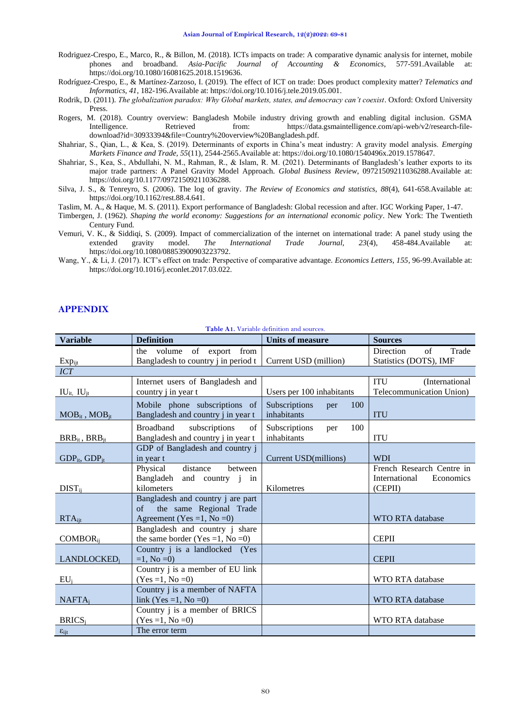Rodriguez-Crespo, E., Marco, R., & Billon, M. (2018). ICTs impacts on trade: A comparative dynamic analysis for internet, mobile phones and broadband. *Asia-Pacific Journal of Accounting & Economics*, 577-591.Available at: https://doi.org/10.1080/16081625.2018.1519636.

Rodríguez-Crespo, E., & Martínez-Zarzoso, I. (2019). The effect of ICT on trade: Does product complexity matter? *Telematics and Informatics, 41*, 182-196.Available at: https://doi.org/10.1016/j.tele.2019.05.001.

Rodrik, D. (2011). *The globalization paradox: Why Global markets, states, and democracy can't coexist*. Oxford: Oxford University Press.

Rogers, M. (2018). Country overview: Bangladesh Mobile industry driving growth and enabling digital inclusion. GSMA Intelligence. Retrieved from: https://data.gsmaintelligence.com/api-web/v2/research-file-download?id=30933394&file=Country%20overview%20Bangladesh.pdf.

Shahriar, S., Qian, L., & Kea, S. (2019). Determinants of exports in China's meat industry: A gravity model analysis. *Emerging Markets Finance and Trade, 55*(11), 2544-2565.Available at: https://doi.org/10.1080/1540496x.2019.1578647.

Shahriar, S., Kea, S., Abdullahi, N. M., Rahman, R., & Islam, R. M. (2021). Determinants of Bangladesh's leather exports to its major trade partners: A Panel Gravity Model Approach. *Global Business Review*, 09721509211036288.Available at: https://doi.org/10.1177/09721509211036288.

Silva, J. S., & Tenreyro, S. (2006). The log of gravity. *The Review of Economics and statistics, 88*(4), 641-658.Available at: https://doi.org/10.1162/rest.88.4.641.

Taslim, M. A., & Haque, M. S. (2011). Export performance of Bangladesh: Global recession and after. IGC Working Paper, 1-47.

Timbergen, J. (1962). *Shaping the world economy: Suggestions for an international economic policy*. New York: The Twentieth Century Fund.

Vemuri, V. K., & Siddiqi, S. (2009). Impact of commercialization of the internet on international trade: A panel study using the extended gravity model. *The International Trade Journal, 23*(4), 458-484.Available at: https://doi.org/10.1080/08853900903223792.

Wang, Y., & Li, J. (2017). ICT's effect on trade: Perspective of comparative advantage. *Economics Letters, 155*, 96-99.Available at: https://doi.org/10.1016/j.econlet.2017.03.022.

## APPENDIX

**Table A1.** Variable definition and sources.

| Variable | Definition | Units of measure | Sources |
|---|---|---|---|
| $Exp_{ijt}$ | the volume of export from Bangladesh to country j in period t | Current USD (million) | Direction of Trade Statistics (DOTS), IMF |
| *ICT* | | | |
| $IU_{it}$, $IU_{jt}$ | Internet users of Bangladesh and country j in year t | Users per 100 inhabitants | ITU (International Telecommunication Union) |
| $MOB_{it}$ , $MOB_{jt}$ | Mobile phone subscriptions of Bangladesh and country j in year t | Subscriptions per 100 inhabitants | ITU |
| $BRB_{it}$ , $BRB_{jt}$ | Broadband subscriptions of Bangladesh and country j in year t | Subscriptions per 100 inhabitants | ITU |
| $GDP_{it}$, $GDP_{jt}$ | GDP of Bangladesh and country j in year t | Current USD(millions) | WDI |
| $DIST_{ij}$ | Physical distance between Bangladeh and country j in kilometers | Kilometres | French Research Centre in International Economics (CEPII) |
| $RTA_{ijt}$ | Bangladesh and country j are part of the same Regional Trade Agreement (Yes =1, No =0) | | WTO RTA database |
| $COMBOR_{ij}$ | Bangladesh and country j share the same border (Yes =1, No =0) | | CEPII |
| $LANDLOCKED_j$ | Country j is a landlocked (Yes =1, No =0) | | CEPII |
| $EU_j$ | Country j is a member of EU link (Yes =1, No =0) | | WTO RTA database |
| $NAFTA_j$ | Country j is a member of NAFTA link (Yes =1, No =0) | | WTO RTA database |
| $BRICS_j$ | Country j is a member of BRICS (Yes =1, No =0) | | WTO RTA database |
| $\varepsilon_{ijt}$ | The error term | | |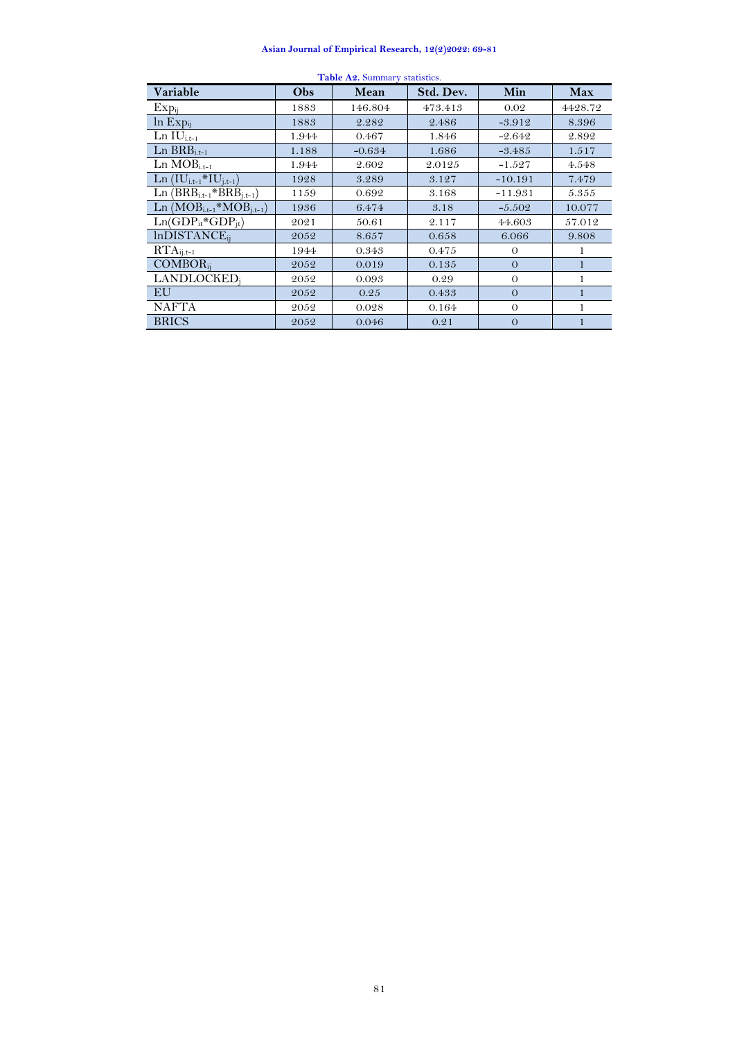**Table A2.** Summary statistics.

| Variable | Obs | Mean | Std. Dev. | Min | Max |
|---|---|---|---|---|---|
| $Exp_{ij}$ | 1883 | 146.804 | 473.413 | 0.02 | 4428.72 |
| $\ln Exp_{ij}$ | 1883 | 2.282 | 2.486 | -3.912 | 8.396 |
| $\text{Ln } IU_{i,t-1}$ | 1.944 | 0.467 | 1.846 | -2.642 | 2.892 |
| $\text{Ln } BRB_{i,t-1}$ | 1.188 | -0.634 | 1.686 | -3.485 | 1.517 |
| $\text{Ln } MOB_{i,t-1}$ | 1.944 | 2.602 | 2.0125 | -1.527 | 4.548 |
| $\text{Ln } (IU_{i,t-1} * IU_{j,t-1})$ | 1928 | 3.289 | 3.127 | -10.191 | 7.479 |
| $\text{Ln } (BRB_{i,t-1} * BRB_{j,t-1})$ | 1159 | 0.692 | 3.168 | -11.931 | 5.355 |
| $\text{Ln } (MOB_{i,t-1} * MOB_{j,t-1})$ | 1936 | 6.474 | 3.18 | -5.502 | 10.077 |
| $\text{Ln}(GDP_{it} * GDP_{jt})$ | 2021 | 50.61 | 2.117 | 44.603 | 57.012 |
| $\ln DISTANCE_{ij}$ | 2052 | 8.657 | 0.658 | 6.066 | 9.808 |
| $RTA_{ij,t-1}$ | 1944 | 0.343 | 0.475 | 0 | 1 |
| $COMBOR_{ij}$ | 2052 | 0.019 | 0.135 | 0 | 1 |
| $LANDLOCKED_{j}$ | 2052 | 0.093 | 0.29 | 0 | 1 |
| EU | 2052 | 0.25 | 0.433 | 0 | 1 |
| NAFTA | 2052 | 0.028 | 0.164 | 0 | 1 |
| BRICS | 2052 | 0.046 | 0.21 | 0 | 1 |